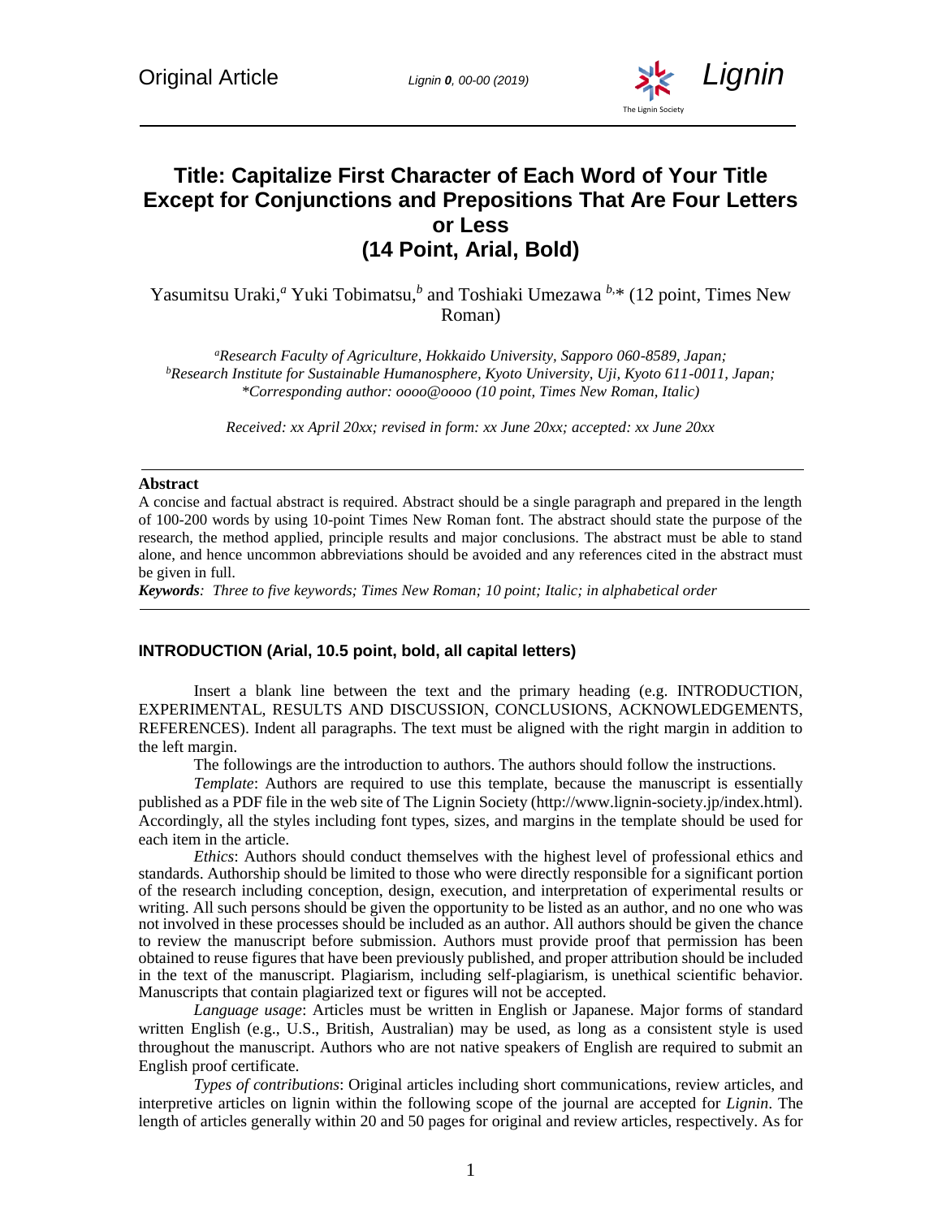# Title: Capitalize First Character of Each Word of Your Title Except for Conjunctions and Prepositions That Are Four Letters or Less (14 Point, Arial, Bold)

Yasumitsu Uraki,[a] Yuki Tobimatsu,[b] and Toshiaki Umezawa [b,]* (12 point, Times New Roman)

*[a]Research Faculty of Agriculture, Hokkaido University, Sapporo 060-8589, Japan;*
*[b]Research Institute for Sustainable Humanosphere, Kyoto University, Uji, Kyoto 611-0011, Japan;*
*\*Corresponding author: oooo@oooo (10 point, Times New Roman, Italic)*

*Received: xx April 20xx; revised in form: xx June 20xx; accepted: xx June 20xx*

---

**Abstract**

A concise and factual abstract is required. Abstract should be a single paragraph and prepared in the length of 100-200 words by using 10-point Times New Roman font. The abstract should state the purpose of the research, the method applied, principle results and major conclusions. The abstract must be able to stand alone, and hence uncommon abbreviations should be avoided and any references cited in the abstract must be given in full.

***Keywords**: Three to five keywords; Times New Roman; 10 point; Italic; in alphabetical order*

---

## INTRODUCTION (Arial, 10.5 point, bold, all capital letters)

Insert a blank line between the text and the primary heading (e.g. INTRODUCTION, EXPERIMENTAL, RESULTS AND DISCUSSION, CONCLUSIONS, ACKNOWLEDGEMENTS, REFERENCES). Indent all paragraphs. The text must be aligned with the right margin in addition to the left margin.

The followings are the introduction to authors. The authors should follow the instructions.

*Template*: Authors are required to use this template, because the manuscript is essentially published as a PDF file in the web site of The Lignin Society (http://www.lignin-society.jp/index.html). Accordingly, all the styles including font types, sizes, and margins in the template should be used for each item in the article.

*Ethics*: Authors should conduct themselves with the highest level of professional ethics and standards. Authorship should be limited to those who were directly responsible for a significant portion of the research including conception, design, execution, and interpretation of experimental results or writing. All such persons should be given the opportunity to be listed as an author, and no one who was not involved in these processes should be included as an author. All authors should be given the chance to review the manuscript before submission. Authors must provide proof that permission has been obtained to reuse figures that have been previously published, and proper attribution should be included in the text of the manuscript. Plagiarism, including self-plagiarism, is unethical scientific behavior. Manuscripts that contain plagiarized text or figures will not be accepted.

*Language usage*: Articles must be written in English or Japanese. Major forms of standard written English (e.g., U.S., British, Australian) may be used, as long as a consistent style is used throughout the manuscript. Authors who are not native speakers of English are required to submit an English proof certificate.

*Types of contributions*: Original articles including short communications, review articles, and interpretive articles on lignin within the following scope of the journal are accepted for *Lignin*. The length of articles generally within 20 and 50 pages for original and review articles, respectively. As for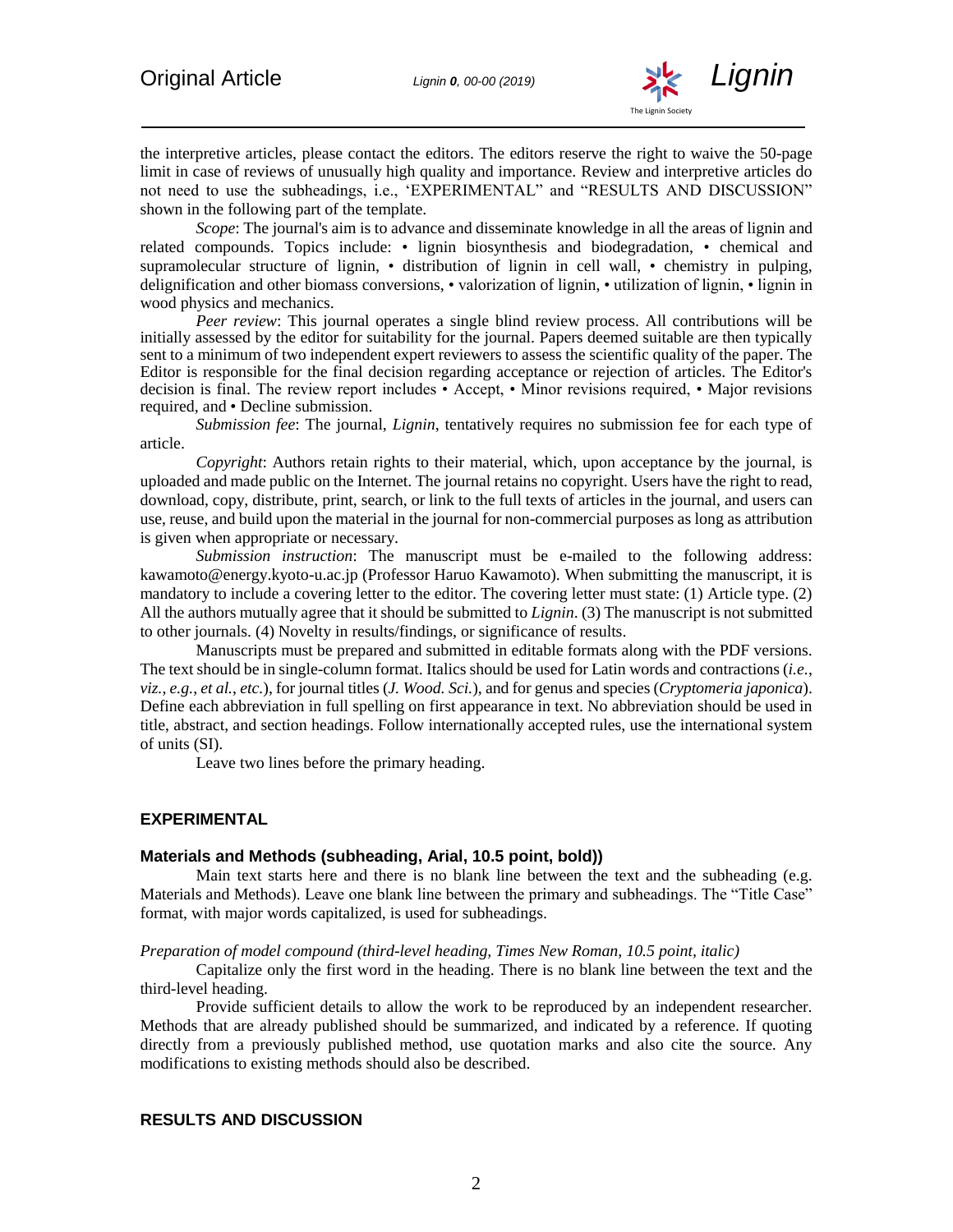the interpretive articles, please contact the editors. The editors reserve the right to waive the 50-page limit in case of reviews of unusually high quality and importance. Review and interpretive articles do not need to use the subheadings, i.e., 'EXPERIMENTAL" and "RESULTS AND DISCUSSION" shown in the following part of the template.

*Scope*: The journal's aim is to advance and disseminate knowledge in all the areas of lignin and related compounds. Topics include: • lignin biosynthesis and biodegradation, • chemical and supramolecular structure of lignin, • distribution of lignin in cell wall, • chemistry in pulping, delignification and other biomass conversions, • valorization of lignin, • utilization of lignin, • lignin in wood physics and mechanics.

*Peer review*: This journal operates a single blind review process. All contributions will be initially assessed by the editor for suitability for the journal. Papers deemed suitable are then typically sent to a minimum of two independent expert reviewers to assess the scientific quality of the paper. The Editor is responsible for the final decision regarding acceptance or rejection of articles. The Editor's decision is final. The review report includes • Accept, • Minor revisions required, • Major revisions required, and • Decline submission.

*Submission fee*: The journal, *Lignin*, tentatively requires no submission fee for each type of article.

*Copyright*: Authors retain rights to their material, which, upon acceptance by the journal, is uploaded and made public on the Internet. The journal retains no copyright. Users have the right to read, download, copy, distribute, print, search, or link to the full texts of articles in the journal, and users can use, reuse, and build upon the material in the journal for non-commercial purposes as long as attribution is given when appropriate or necessary.

*Submission instruction*: The manuscript must be e-mailed to the following address: kawamoto@energy.kyoto-u.ac.jp (Professor Haruo Kawamoto). When submitting the manuscript, it is mandatory to include a covering letter to the editor. The covering letter must state: (1) Article type. (2) All the authors mutually agree that it should be submitted to *Lignin*. (3) The manuscript is not submitted to other journals. (4) Novelty in results/findings, or significance of results.

Manuscripts must be prepared and submitted in editable formats along with the PDF versions. The text should be in single-column format. Italics should be used for Latin words and contractions (*i.e.*, *viz.*, *e.g.*, *et al.*, *etc.*), for journal titles (*J. Wood. Sci.*), and for genus and species (*Cryptomeria japonica*). Define each abbreviation in full spelling on first appearance in text. No abbreviation should be used in title, abstract, and section headings. Follow internationally accepted rules, use the international system of units (SI).

Leave two lines before the primary heading.

## EXPERIMENTAL

### Materials and Methods (subheading, Arial, 10.5 point, bold))

Main text starts here and there is no blank line between the text and the subheading (e.g. Materials and Methods). Leave one blank line between the primary and subheadings. The "Title Case" format, with major words capitalized, is used for subheadings.

#### *Preparation of model compound (third-level heading, Times New Roman, 10.5 point, italic)*

Capitalize only the first word in the heading. There is no blank line between the text and the third-level heading.

Provide sufficient details to allow the work to be reproduced by an independent researcher. Methods that are already published should be summarized, and indicated by a reference. If quoting directly from a previously published method, use quotation marks and also cite the source. Any modifications to existing methods should also be described.

## RESULTS AND DISCUSSION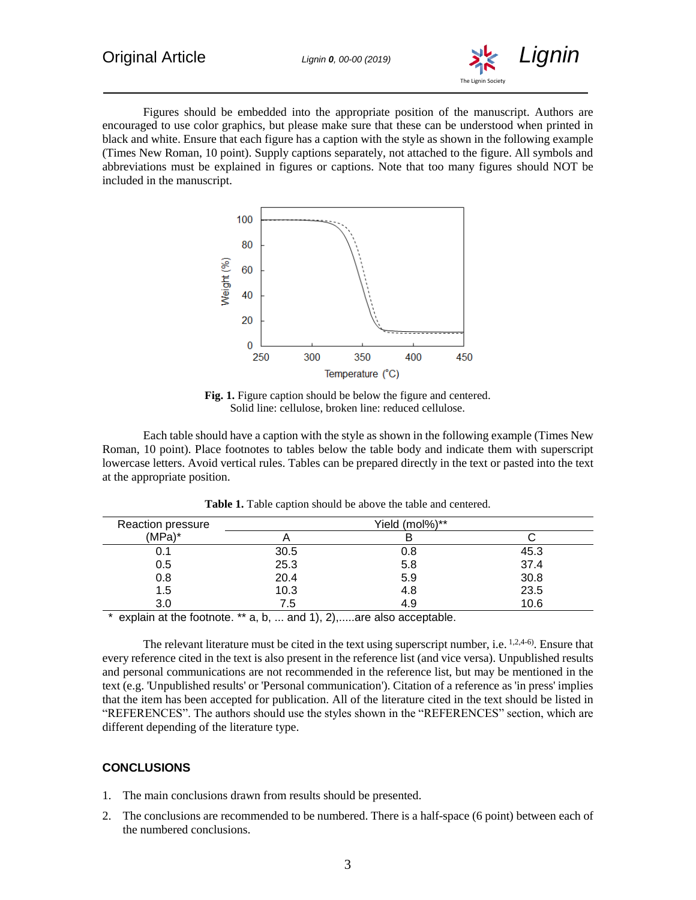Figures should be embedded into the appropriate position of the manuscript. Authors are encouraged to use color graphics, but please make sure that these can be understood when printed in black and white. Ensure that each figure has a caption with the style as shown in the following example (Times New Roman, 10 point). Supply captions separately, not attached to the figure. All symbols and abbreviations must be explained in figures or captions. Note that too many figures should NOT be included in the manuscript.

**Fig. 1.** Figure caption should be below the figure and centered.
Solid line: cellulose, broken line: reduced cellulose.

Each table should have a caption with the style as shown in the following example (Times New Roman, 10 point). Place footnotes to tables below the table body and indicate them with superscript lowercase letters. Avoid vertical rules. Tables can be prepared directly in the text or pasted into the text at the appropriate position.

**Table 1.** Table caption should be above the table and centered.

| Reaction pressure (MPa)* | Yield (mol%)** | | |
|---|---|---|---|
| | A | B | C |
| 0.1 | 30.5 | 0.8 | 45.3 |
| 0.5 | 25.3 | 5.8 | 37.4 |
| 0.8 | 20.4 | 5.9 | 30.8 |
| 1.5 | 10.3 | 4.8 | 23.5 |
| 3.0 | 7.5 | 4.9 | 10.6 |

\* explain at the footnote. ** a, b, ... and 1), 2),.....are also acceptable.

The relevant literature must be cited in the text using superscript number, i.e. [1,2,4-6)]. Ensure that every reference cited in the text is also present in the reference list (and vice versa). Unpublished results and personal communications are not recommended in the reference list, but may be mentioned in the text (e.g. 'Unpublished results' or 'Personal communication'). Citation of a reference as 'in press' implies that the item has been accepted for publication. All of the literature cited in the text should be listed in "REFERENCES". The authors should use the styles shown in the "REFERENCES" section, which are different depending of the literature type.

## CONCLUSIONS

1. The main conclusions drawn from results should be presented.
2. The conclusions are recommended to be numbered. There is a half-space (6 point) between each of the numbered conclusions.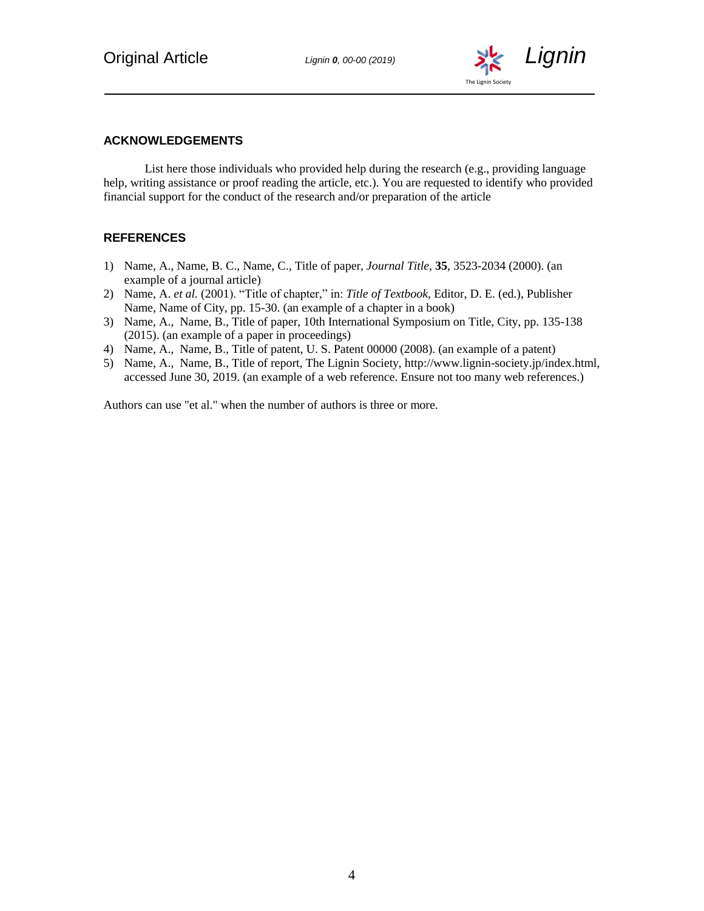## ACKNOWLEDGEMENTS

List here those individuals who provided help during the research (e.g., providing language help, writing assistance or proof reading the article, etc.). You are requested to identify who provided financial support for the conduct of the research and/or preparation of the article

## REFERENCES

1) Name, A., Name, B. C., Name, C., Title of paper, *Journal Title*, **35**, 3523-2034 (2000). (an example of a journal article)
2) Name, A. *et al.* (2001). "Title of chapter," in: *Title of Textbook*, Editor, D. E. (ed.), Publisher Name, Name of City, pp. 15-30. (an example of a chapter in a book)
3) Name, A., Name, B., Title of paper, 10th International Symposium on Title, City, pp. 135-138 (2015). (an example of a paper in proceedings)
4) Name, A., Name, B., Title of patent, U. S. Patent 00000 (2008). (an example of a patent)
5) Name, A., Name, B., Title of report, The Lignin Society, http://www.lignin-society.jp/index.html, accessed June 30, 2019. (an example of a web reference. Ensure not too many web references.)

Authors can use "et al." when the number of authors is three or more.